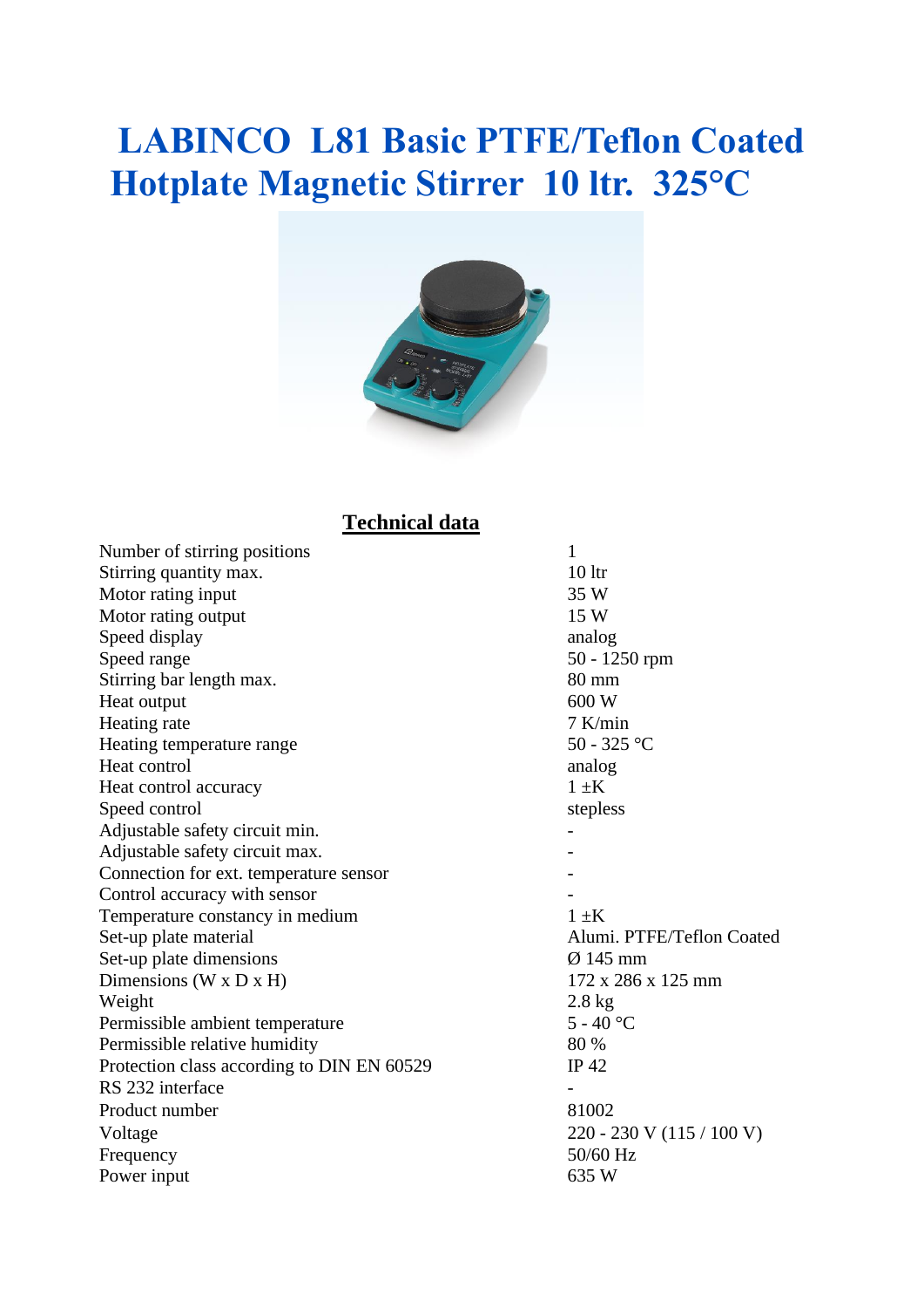# LABINCO L81 Basic PTFE/Teflon Coated Hotplate Magnetic Stirrer 10 ltr. 325°C

## Technical data

| | |
|---|---|
| Number of stirring positions | 1 |
| Stirring quantity max. | 10 ltr |
| Motor rating input | 35 W |
| Motor rating output | 15 W |
| Speed display | analog |
| Speed range | 50 - 1250 rpm |
| Stirring bar length max. | 80 mm |
| Heat output | 600 W |
| Heating rate | 7 K/min |
| Heating temperature range | 50 - 325 °C |
| Heat control | analog |
| Heat control accuracy | 1 ±K |
| Speed control | stepless |
| Adjustable safety circuit min. | - |
| Adjustable safety circuit max. | - |
| Connection for ext. temperature sensor | - |
| Control accuracy with sensor | - |
| Temperature constancy in medium | 1 ±K |
| Set-up plate material | Alumi. PTFE/Teflon Coated |
| Set-up plate dimensions | Ø 145 mm |
| Dimensions (W x D x H) | 172 x 286 x 125 mm |
| Weight | 2.8 kg |
| Permissible ambient temperature | 5 - 40 °C |
| Permissible relative humidity | 80 % |
| Protection class according to DIN EN 60529 | IP 42 |
| RS 232 interface | - |
| Product number | 81002 |
| Voltage | 220 - 230 V (115 / 100 V) |
| Frequency | 50/60 Hz |
| Power input | 635 W |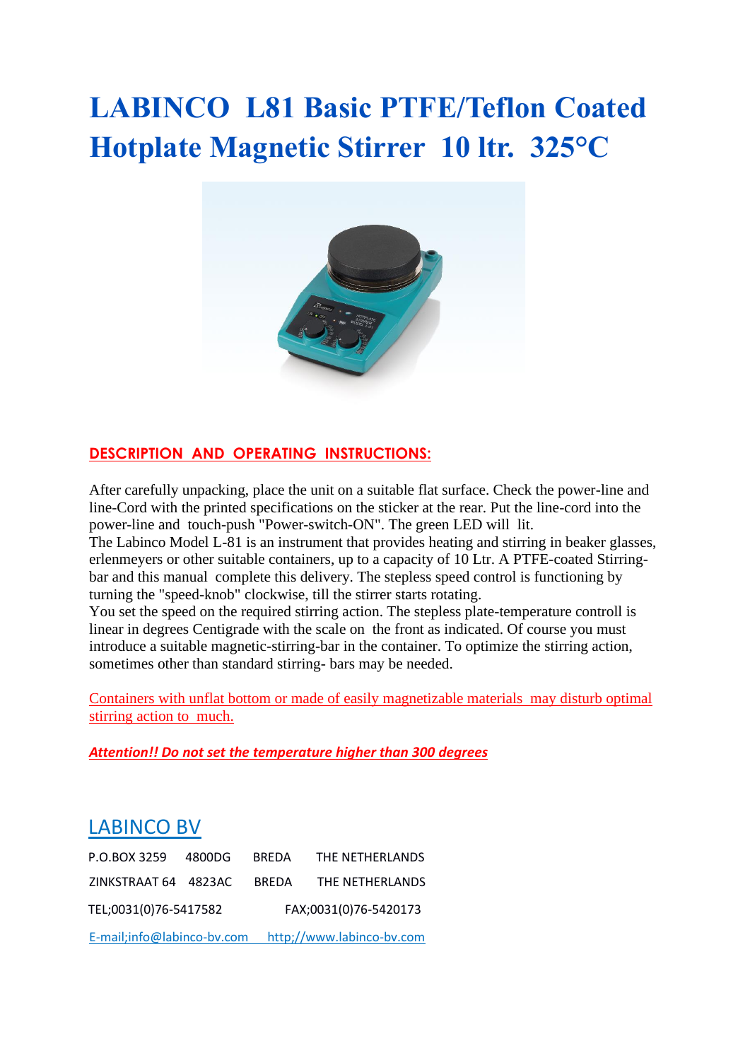# LABINCO L81 Basic PTFE/Teflon Coated Hotplate Magnetic Stirrer 10 ltr. 325°C

## DESCRIPTION AND OPERATING INSTRUCTIONS:

After carefully unpacking, place the unit on a suitable flat surface. Check the power-line and line-Cord with the printed specifications on the sticker at the rear. Put the line-cord into the power-line and touch-push "Power-switch-ON". The green LED will lit.
The Labinco Model L-81 is an instrument that provides heating and stirring in beaker glasses, erlenmeyers or other suitable containers, up to a capacity of 10 Ltr. A PTFE-coated Stirring-bar and this manual complete this delivery. The stepless speed control is functioning by turning the "speed-knob" clockwise, till the stirrer starts rotating.
You set the speed on the required stirring action. The stepless plate-temperature controll is linear in degrees Centigrade with the scale on the front as indicated. Of course you must introduce a suitable magnetic-stirring-bar in the container. To optimize the stirring action, sometimes other than standard stirring- bars may be needed.

Containers with unflat bottom or made of easily magnetizable materials may disturb optimal stirring action to much.

***Attention!! Do not set the temperature higher than 300 degrees***

## LABINCO BV

P.O.BOX 3259 4800DG BREDA THE NETHERLANDS

ZINKSTRAAT 64 4823AC BREDA THE NETHERLANDS

TEL;0031(0)76-5417582 FAX;0031(0)76-5420173

E-mail;info@labinco-bv.com http;//www.labinco-bv.com